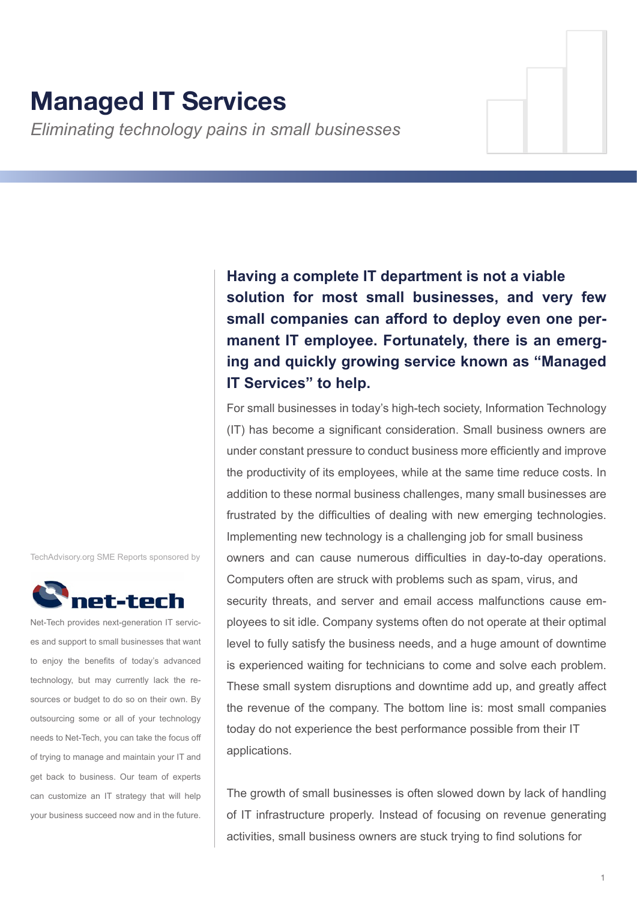# Managed IT Services

*Eliminating technology pains in small businesses*

**Having a complete IT department is not a viable solution for most small businesses, and very few small companies can afford to deploy even one permanent IT employee. Fortunately, there is an emerging and quickly growing service known as "Managed IT Services" to help.**

For small businesses in today's high-tech society, Information Technology (IT) has become a significant consideration. Small business owners are under constant pressure to conduct business more efficiently and improve the productivity of its employees, while at the same time reduce costs. In addition to these normal business challenges, many small businesses are frustrated by the difficulties of dealing with new emerging technologies. Implementing new technology is a challenging job for small business owners and can cause numerous difficulties in day-to-day operations. Computers often are struck with problems such as spam, virus, and security threats, and server and email access malfunctions cause employees to sit idle. Company systems often do not operate at their optimal level to fully satisfy the business needs, and a huge amount of downtime is experienced waiting for technicians to come and solve each problem. These small system disruptions and downtime add up, and greatly affect the revenue of the company. The bottom line is: most small companies today do not experience the best performance possible from their IT applications.

The growth of small businesses is often slowed down by lack of handling of IT infrastructure properly. Instead of focusing on revenue generating activities, small business owners are stuck trying to find solutions for

TechAdvisory.org SME Reports sponsored by

net-tech

Net-Tech provides next-generation IT services and support to small businesses that want to enjoy the benefits of today's advanced technology, but may currently lack the resources or budget to do so on their own. By outsourcing some or all of your technology needs to Net-Tech, you can take the focus off of trying to manage and maintain your IT and get back to business. Our team of experts can customize an IT strategy that will help your business succeed now and in the future.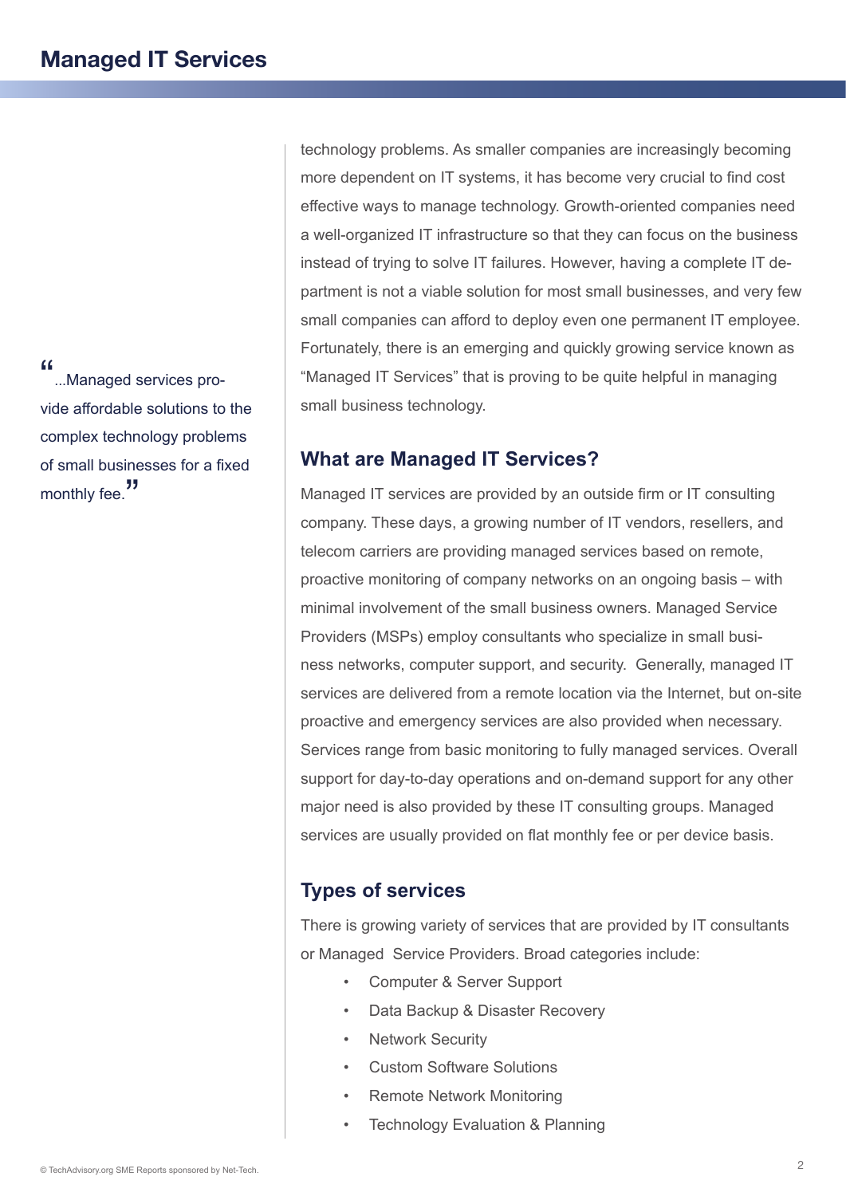technology problems. As smaller companies are increasingly becoming more dependent on IT systems, it has become very crucial to find cost effective ways to manage technology. Growth-oriented companies need a well-organized IT infrastructure so that they can focus on the business instead of trying to solve IT failures. However, having a complete IT department is not a viable solution for most small businesses, and very few small companies can afford to deploy even one permanent IT employee. Fortunately, there is an emerging and quickly growing service known as "Managed IT Services" that is proving to be quite helpful in managing small business technology.

> "...Managed services provide affordable solutions to the complex technology problems of small businesses for a fixed monthly fee."

## What are Managed IT Services?

Managed IT services are provided by an outside firm or IT consulting company. These days, a growing number of IT vendors, resellers, and telecom carriers are providing managed services based on remote, proactive monitoring of company networks on an ongoing basis – with minimal involvement of the small business owners. Managed Service Providers (MSPs) employ consultants who specialize in small business networks, computer support, and security. Generally, managed IT services are delivered from a remote location via the Internet, but on-site proactive and emergency services are also provided when necessary. Services range from basic monitoring to fully managed services. Overall support for day-to-day operations and on-demand support for any other major need is also provided by these IT consulting groups. Managed services are usually provided on flat monthly fee or per device basis.

## Types of services

There is growing variety of services that are provided by IT consultants or Managed Service Providers. Broad categories include:

- Computer & Server Support
- Data Backup & Disaster Recovery
- Network Security
- Custom Software Solutions
- Remote Network Monitoring
- Technology Evaluation & Planning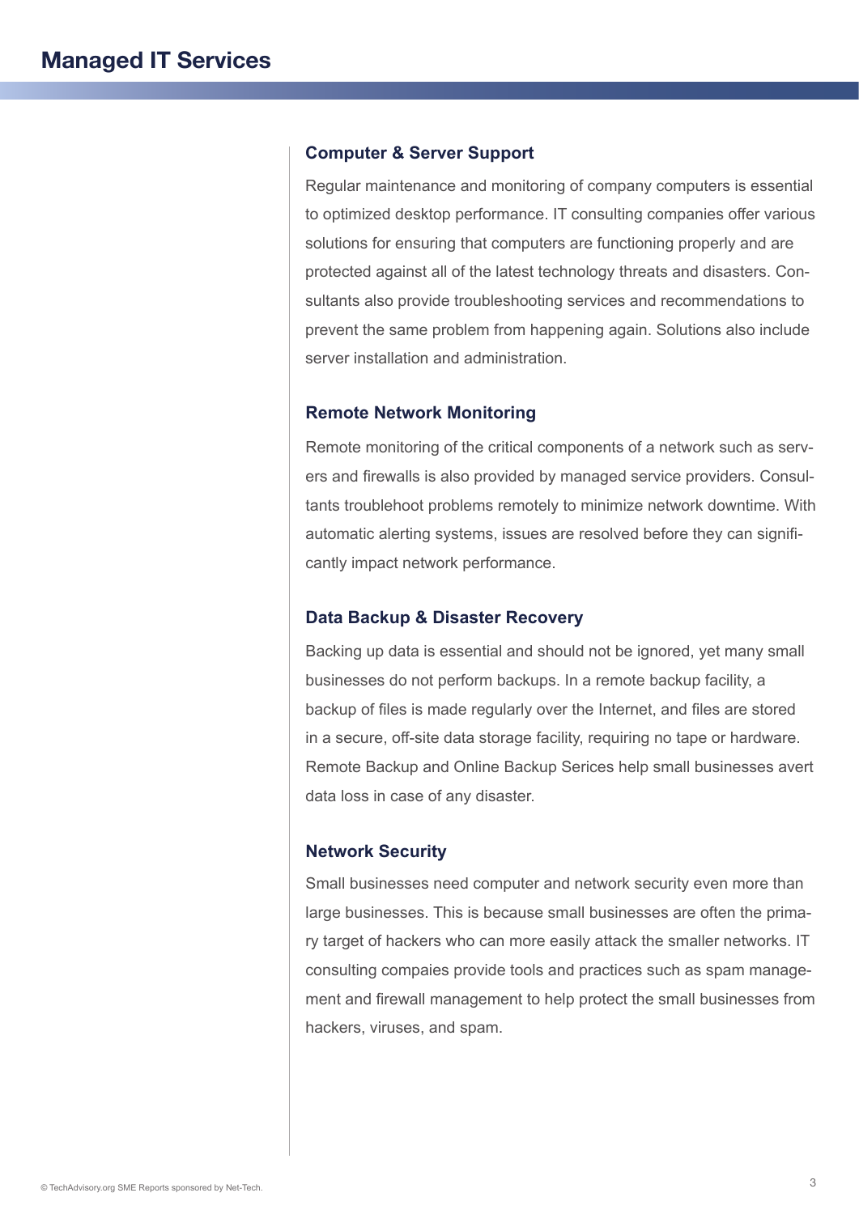# Managed IT Services

## Computer & Server Support

Regular maintenance and monitoring of company computers is essential to optimized desktop performance. IT consulting companies offer various solutions for ensuring that computers are functioning properly and are protected against all of the latest technology threats and disasters. Consultants also provide troubleshooting services and recommendations to prevent the same problem from happening again. Solutions also include server installation and administration.

## Remote Network Monitoring

Remote monitoring of the critical components of a network such as servers and firewalls is also provided by managed service providers. Consultants troublehoot problems remotely to minimize network downtime. With automatic alerting systems, issues are resolved before they can significantly impact network performance.

## Data Backup & Disaster Recovery

Backing up data is essential and should not be ignored, yet many small businesses do not perform backups. In a remote backup facility, a backup of files is made regularly over the Internet, and files are stored in a secure, off-site data storage facility, requiring no tape or hardware. Remote Backup and Online Backup Serices help small businesses avert data loss in case of any disaster.

## Network Security

Small businesses need computer and network security even more than large businesses. This is because small businesses are often the primary target of hackers who can more easily attack the smaller networks. IT consulting compaies provide tools and practices such as spam management and firewall management to help protect the small businesses from hackers, viruses, and spam.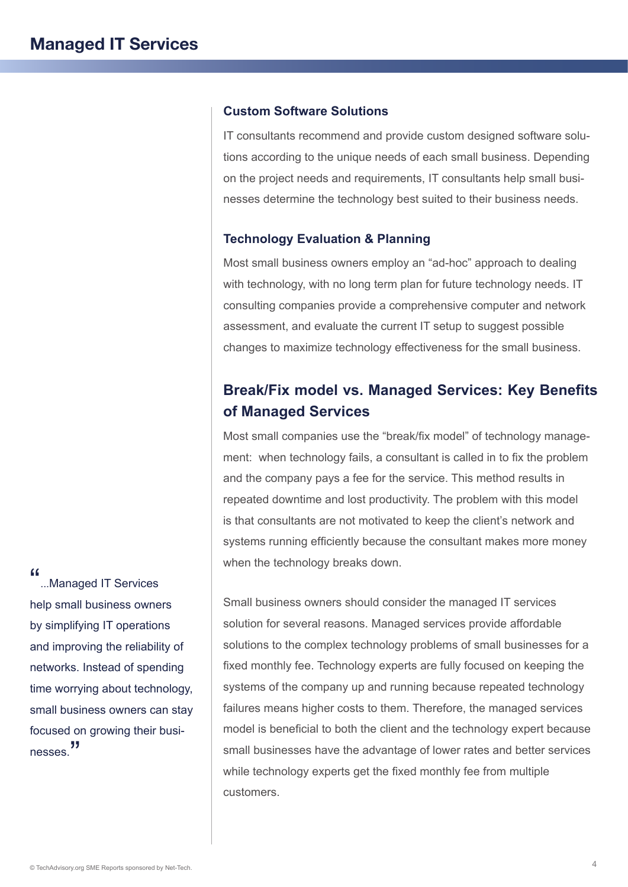### Custom Software Solutions

IT consultants recommend and provide custom designed software solutions according to the unique needs of each small business. Depending on the project needs and requirements, IT consultants help small businesses determine the technology best suited to their business needs.

### Technology Evaluation & Planning

Most small business owners employ an "ad-hoc" approach to dealing with technology, with no long term plan for future technology needs. IT consulting companies provide a comprehensive computer and network assessment, and evaluate the current IT setup to suggest possible changes to maximize technology effectiveness for the small business.

## Break/Fix model vs. Managed Services: Key Benefits of Managed Services

Most small companies use the "break/fix model" of technology management: when technology fails, a consultant is called in to fix the problem and the company pays a fee for the service. This method results in repeated downtime and lost productivity. The problem with this model is that consultants are not motivated to keep the client's network and systems running efficiently because the consultant makes more money when the technology breaks down.

Small business owners should consider the managed IT services solution for several reasons. Managed services provide affordable solutions to the complex technology problems of small businesses for a fixed monthly fee. Technology experts are fully focused on keeping the systems of the company up and running because repeated technology failures means higher costs to them. Therefore, the managed services model is beneficial to both the client and the technology expert because small businesses have the advantage of lower rates and better services while technology experts get the fixed monthly fee from multiple customers.

> "...Managed IT Services help small business owners by simplifying IT operations and improving the reliability of networks. Instead of spending time worrying about technology, small business owners can stay focused on growing their businesses."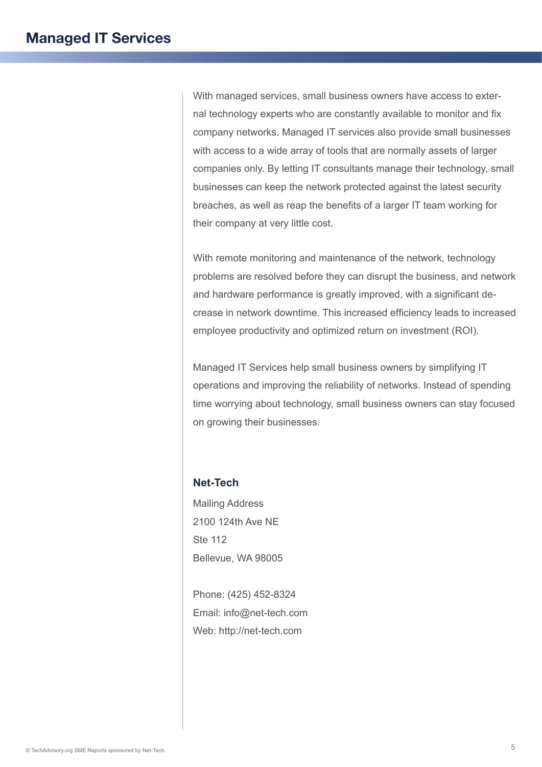## Managed IT Services

With managed services, small business owners have access to external technology experts who are constantly available to monitor and fix company networks. Managed IT services also provide small businesses with access to a wide array of tools that are normally assets of larger companies only. By letting IT consultants manage their technology, small businesses can keep the network protected against the latest security breaches, as well as reap the benefits of a larger IT team working for their company at very little cost.

With remote monitoring and maintenance of the network, technology problems are resolved before they can disrupt the business, and network and hardware performance is greatly improved, with a significant decrease in network downtime. This increased efficiency leads to increased employee productivity and optimized return on investment (ROI).

Managed IT Services help small business owners by simplifying IT operations and improving the reliability of networks. Instead of spending time worrying about technology, small business owners can stay focused on growing their businesses.

**Net-Tech**

Mailing Address
2100 124th Ave NE
Ste 112
Bellevue, WA 98005

Phone: (425) 452-8324
Email: info@net-tech.com
Web: http://net-tech.com

© TechAdvisory.org SME Reports sponsored by Net-Tech.